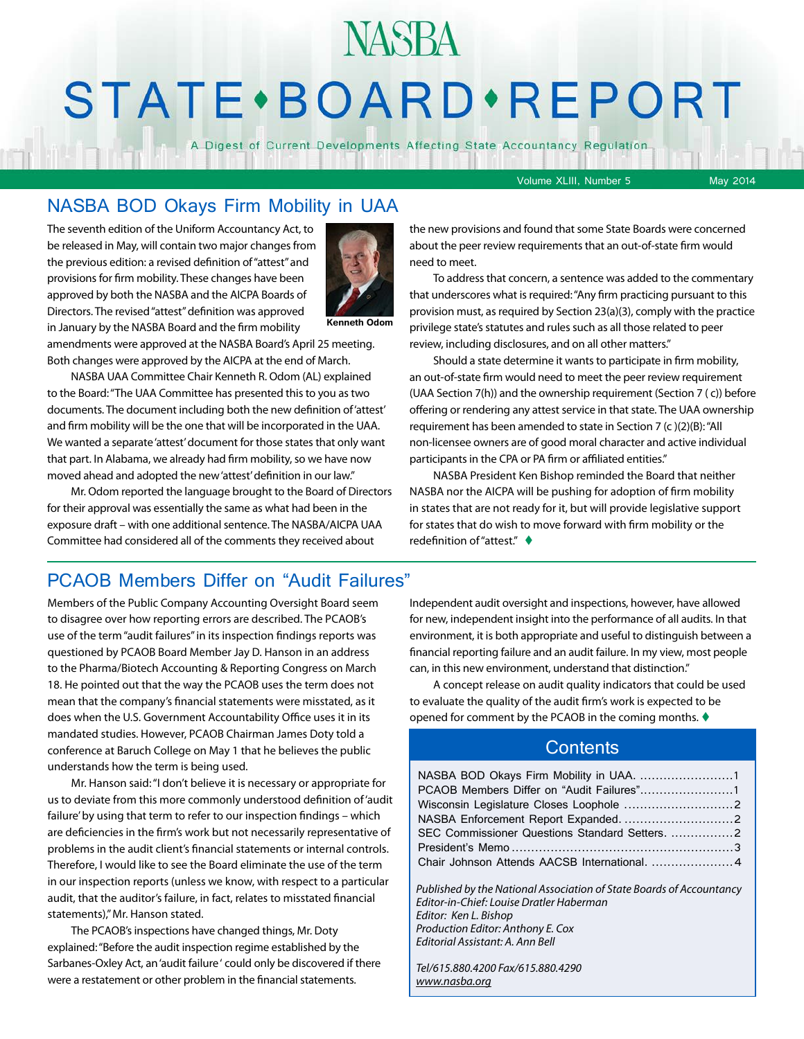# NASBA

# STATE • BOARD • REPORT

A Digest of Current Developments Affecting State Accountancy Regulation

Volume XLIII, Number 5 May 2014

## NASBA BOD Okays Firm Mobility in UAA

The seventh edition of the Uniform Accountancy Act, to be released in May, will contain two major changes from the previous edition: a revised definition of "attest" and provisions for firm mobility. These changes have been approved by both the NASBA and the AICPA Boards of Directors. The revised "attest" definition was approved in January by the NASBA Board and the firm mobility amendments were approved at the NASBA Board's April 25 meeting. Both changes were approved by the AICPA at the end of March.

Kenneth Odom

NASBA UAA Committee Chair Kenneth R. Odom (AL) explained to the Board: "The UAA Committee has presented this to you as two documents. The document including both the new definition of 'attest' and firm mobility will be the one that will be incorporated in the UAA. We wanted a separate 'attest' document for those states that only want that part. In Alabama, we already had firm mobility, so we have now moved ahead and adopted the new 'attest' definition in our law."

Mr. Odom reported the language brought to the Board of Directors for their approval was essentially the same as what had been in the exposure draft – with one additional sentence. The NASBA/AICPA UAA Committee had considered all of the comments they received about the new provisions and found that some State Boards were concerned about the peer review requirements that an out-of-state firm would need to meet.

To address that concern, a sentence was added to the commentary that underscores what is required: "Any firm practicing pursuant to this provision must, as required by Section 23(a)(3), comply with the practice privilege state's statutes and rules such as all those related to peer review, including disclosures, and on all other matters."

Should a state determine it wants to participate in firm mobility, an out-of-state firm would need to meet the peer review requirement (UAA Section 7(h)) and the ownership requirement (Section 7 ( c)) before offering or rendering any attest service in that state. The UAA ownership requirement has been amended to state in Section 7 (c )(2)(B): "All non-licensee owners are of good moral character and active individual participants in the CPA or PA firm or affiliated entities."

NASBA President Ken Bishop reminded the Board that neither NASBA nor the AICPA will be pushing for adoption of firm mobility in states that are not ready for it, but will provide legislative support for states that do wish to move forward with firm mobility or the redefinition of "attest." ♦

## PCAOB Members Differ on "Audit Failures"

Members of the Public Company Accounting Oversight Board seem to disagree over how reporting errors are described. The PCAOB's use of the term "audit failures" in its inspection findings reports was questioned by PCAOB Board Member Jay D. Hanson in an address to the Pharma/Biotech Accounting & Reporting Congress on March 18. He pointed out that the way the PCAOB uses the term does not mean that the company's financial statements were misstated, as it does when the U.S. Government Accountability Office uses it in its mandated studies. However, PCAOB Chairman James Doty told a conference at Baruch College on May 1 that he believes the public understands how the term is being used.

Mr. Hanson said: "I don't believe it is necessary or appropriate for us to deviate from this more commonly understood definition of 'audit failure' by using that term to refer to our inspection findings – which are deficiencies in the firm's work but not necessarily representative of problems in the audit client's financial statements or internal controls. Therefore, I would like to see the Board eliminate the use of the term in our inspection reports (unless we know, with respect to a particular audit, that the auditor's failure, in fact, relates to misstated financial statements)," Mr. Hanson stated.

The PCAOB's inspections have changed things, Mr. Doty explained: "Before the audit inspection regime established by the Sarbanes-Oxley Act, an 'audit failure' could only be discovered if there were a restatement or other problem in the financial statements. Independent audit oversight and inspections, however, have allowed for new, independent insight into the performance of all audits. In that environment, it is both appropriate and useful to distinguish between a financial reporting failure and an audit failure. In my view, most people can, in this new environment, understand that distinction."

A concept release on audit quality indicators that could be used to evaluate the quality of the audit firm's work is expected to be opened for comment by the PCAOB in the coming months. ♦

### Contents

| | |
|---|---|
| NASBA BOD Okays Firm Mobility in UAA | 1 |
| PCAOB Members Differ on "Audit Failures" | 1 |
| Wisconsin Legislature Closes Loophole | 2 |
| NASBA Enforcement Report Expanded | 2 |
| SEC Commissioner Questions Standard Setters | 2 |
| President's Memo | 3 |
| Chair Johnson Attends AACSB International | 4 |

*Published by the National Association of State Boards of Accountancy*
*Editor-in-Chief: Louise Dratler Haberman*
*Editor: Ken L. Bishop*
*Production Editor: Anthony E. Cox*
*Editorial Assistant: A. Ann Bell*

*Tel/615.880.4200 Fax/615.880.4290*
*www.nasba.org*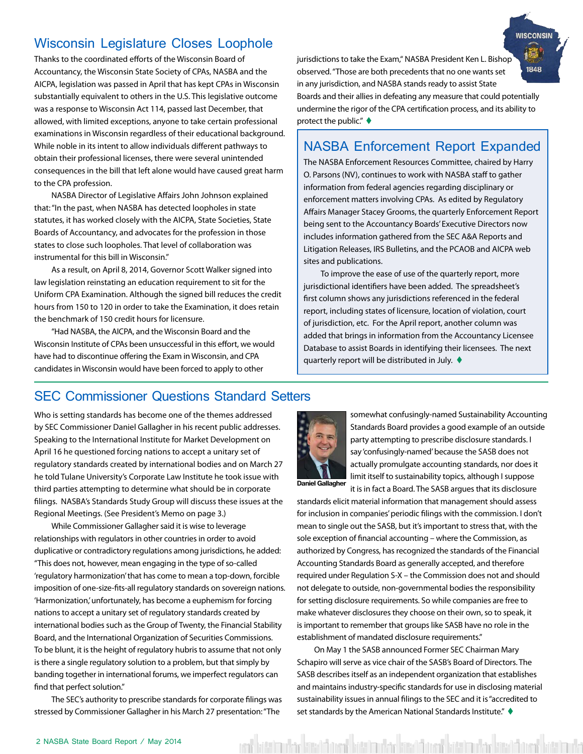## Wisconsin Legislature Closes Loophole

Thanks to the coordinated efforts of the Wisconsin Board of Accountancy, the Wisconsin State Society of CPAs, NASBA and the AICPA, legislation was passed in April that has kept CPAs in Wisconsin substantially equivalent to others in the U.S. This legislative outcome was a response to Wisconsin Act 114, passed last December, that allowed, with limited exceptions, anyone to take certain professional examinations in Wisconsin regardless of their educational background. While noble in its intent to allow individuals different pathways to obtain their professional licenses, there were several unintended consequences in the bill that left alone would have caused great harm to the CPA profession.

NASBA Director of Legislative Affairs John Johnson explained that: "In the past, when NASBA has detected loopholes in state statutes, it has worked closely with the AICPA, State Societies, State Boards of Accountancy, and advocates for the profession in those states to close such loopholes. That level of collaboration was instrumental for this bill in Wisconsin."

As a result, on April 8, 2014, Governor Scott Walker signed into law legislation reinstating an education requirement to sit for the Uniform CPA Examination. Although the signed bill reduces the credit hours from 150 to 120 in order to take the Examination, it does retain the benchmark of 150 credit hours for licensure.

"Had NASBA, the AICPA, and the Wisconsin Board and the Wisconsin Institute of CPAs been unsuccessful in this effort, we would have had to discontinue offering the Exam in Wisconsin, and CPA candidates in Wisconsin would have been forced to apply to other jurisdictions to take the Exam," NASBA President Ken L. Bishop observed. "Those are both precedents that no one wants set in any jurisdiction, and NASBA stands ready to assist State Boards and their allies in defeating any measure that could potentially undermine the rigor of the CPA certification process, and its ability to protect the public." ♦

## NASBA Enforcement Report Expanded

The NASBA Enforcement Resources Committee, chaired by Harry O. Parsons (NV), continues to work with NASBA staff to gather information from federal agencies regarding disciplinary or enforcement matters involving CPAs. As edited by Regulatory Affairs Manager Stacey Grooms, the quarterly Enforcement Report being sent to the Accountancy Boards' Executive Directors now includes information gathered from the SEC A&A Reports and Litigation Releases, IRS Bulletins, and the PCAOB and AICPA web sites and publications.

To improve the ease of use of the quarterly report, more jurisdictional identifiers have been added. The spreadsheet's first column shows any jurisdictions referenced in the federal report, including states of licensure, location of violation, court of jurisdiction, etc. For the April report, another column was added that brings in information from the Accountancy Licensee Database to assist Boards in identifying their licensees. The next quarterly report will be distributed in July. ♦

## SEC Commissioner Questions Standard Setters

Who is setting standards has become one of the themes addressed by SEC Commissioner Daniel Gallagher in his recent public addresses. Speaking to the International Institute for Market Development on April 16 he questioned forcing nations to accept a unitary set of regulatory standards created by international bodies and on March 27 he told Tulane University's Corporate Law Institute he took issue with third parties attempting to determine what should be in corporate filings. NASBA's Standards Study Group will discuss these issues at the Regional Meetings. (See President's Memo on page 3.)

While Commissioner Gallagher said it is wise to leverage relationships with regulators in other countries in order to avoid duplicative or contradictory regulations among jurisdictions, he added: "This does not, however, mean engaging in the type of so-called 'regulatory harmonization' that has come to mean a top-down, forcible imposition of one-size-fits-all regulatory standards on sovereign nations. 'Harmonization,' unfortunately, has become a euphemism for forcing nations to accept a unitary set of regulatory standards created by international bodies such as the Group of Twenty, the Financial Stability Board, and the International Organization of Securities Commissions. To be blunt, it is the height of regulatory hubris to assume that not only is there a single regulatory solution to a problem, but that simply by banding together in international forums, we imperfect regulators can find that perfect solution."

The SEC's authority to prescribe standards for corporate filings was stressed by Commissioner Gallagher in his March 27 presentation: "The somewhat confusingly-named Sustainability Accounting Standards Board provides a good example of an outside party attempting to prescribe disclosure standards. I say 'confusingly-named' because the SASB does not actually promulgate accounting standards, nor does it limit itself to sustainability topics, although I suppose it is in fact a Board. The SASB argues that its disclosure standards elicit material information that management should assess for inclusion in companies' periodic filings with the commission. I don't mean to single out the SASB, but it's important to stress that, with the sole exception of financial accounting – where the Commission, as authorized by Congress, has recognized the standards of the Financial Accounting Standards Board as generally accepted, and therefore required under Regulation S-X – the Commission does not and should not delegate to outside, non-governmental bodies the responsibility for setting disclosure requirements. So while companies are free to make whatever disclosures they choose on their own, so to speak, it is important to remember that groups like SASB have no role in the establishment of mandated disclosure requirements."

Daniel Gallagher

On May 1 the SASB announced Former SEC Chairman Mary Schapiro will serve as vice chair of the SASB's Board of Directors. The SASB describes itself as an independent organization that establishes and maintains industry-specific standards for use in disclosing material sustainability issues in annual filings to the SEC and it is "accredited to set standards by the American National Standards Institute." ♦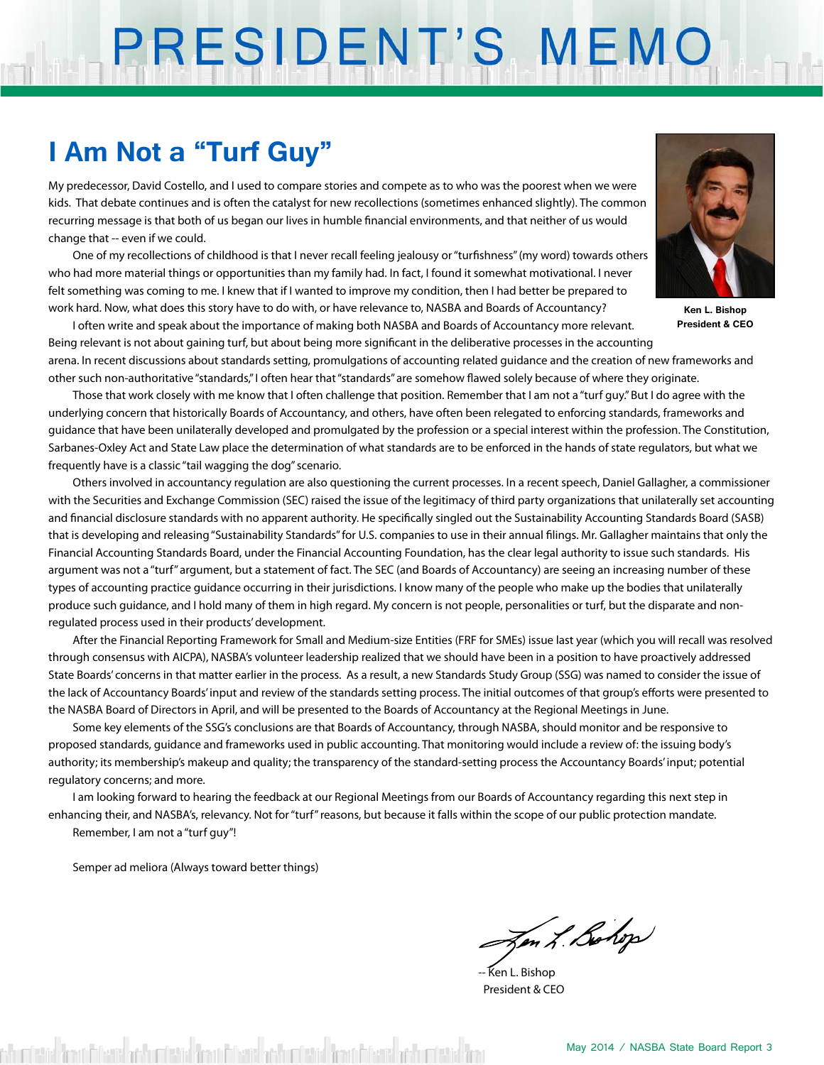# PRESIDENT'S MEMO

## I Am Not a "Turf Guy"

Ken L. Bishop
President & CEO

My predecessor, David Costello, and I used to compare stories and compete as to who was the poorest when we were kids. That debate continues and is often the catalyst for new recollections (sometimes enhanced slightly). The common recurring message is that both of us began our lives in humble financial environments, and that neither of us would change that -- even if we could.

One of my recollections of childhood is that I never recall feeling jealousy or "turfishness" (my word) towards others who had more material things or opportunities than my family had. In fact, I found it somewhat motivational. I never felt something was coming to me. I knew that if I wanted to improve my condition, then I had better be prepared to work hard. Now, what does this story have to do with, or have relevance to, NASBA and Boards of Accountancy?

I often write and speak about the importance of making both NASBA and Boards of Accountancy more relevant. Being relevant is not about gaining turf, but about being more significant in the deliberative processes in the accounting arena. In recent discussions about standards setting, promulgations of accounting related guidance and the creation of new frameworks and other such non-authoritative "standards," I often hear that "standards" are somehow flawed solely because of where they originate.

Those that work closely with me know that I often challenge that position. Remember that I am not a "turf guy." But I do agree with the underlying concern that historically Boards of Accountancy, and others, have often been relegated to enforcing standards, frameworks and guidance that have been unilaterally developed and promulgated by the profession or a special interest within the profession. The Constitution, Sarbanes-Oxley Act and State Law place the determination of what standards are to be enforced in the hands of state regulators, but what we frequently have is a classic "tail wagging the dog" scenario.

Others involved in accountancy regulation are also questioning the current processes. In a recent speech, Daniel Gallagher, a commissioner with the Securities and Exchange Commission (SEC) raised the issue of the legitimacy of third party organizations that unilaterally set accounting and financial disclosure standards with no apparent authority. He specifically singled out the Sustainability Accounting Standards Board (SASB) that is developing and releasing "Sustainability Standards" for U.S. companies to use in their annual filings. Mr. Gallagher maintains that only the Financial Accounting Standards Board, under the Financial Accounting Foundation, has the clear legal authority to issue such standards. His argument was not a "turf" argument, but a statement of fact. The SEC (and Boards of Accountancy) are seeing an increasing number of these types of accounting practice guidance occurring in their jurisdictions. I know many of the people who make up the bodies that unilaterally produce such guidance, and I hold many of them in high regard. My concern is not people, personalities or turf, but the disparate and non-regulated process used in their products' development.

After the Financial Reporting Framework for Small and Medium-size Entities (FRF for SMEs) issue last year (which you will recall was resolved through consensus with AICPA), NASBA's volunteer leadership realized that we should have been in a position to have proactively addressed State Boards' concerns in that matter earlier in the process. As a result, a new Standards Study Group (SSG) was named to consider the issue of the lack of Accountancy Boards' input and review of the standards setting process. The initial outcomes of that group's efforts were presented to the NASBA Board of Directors in April, and will be presented to the Boards of Accountancy at the Regional Meetings in June.

Some key elements of the SSG's conclusions are that Boards of Accountancy, through NASBA, should monitor and be responsive to proposed standards, guidance and frameworks used in public accounting. That monitoring would include a review of: the issuing body's authority; its membership's makeup and quality; the transparency of the standard-setting process the Accountancy Boards' input; potential regulatory concerns; and more.

I am looking forward to hearing the feedback at our Regional Meetings from our Boards of Accountancy regarding this next step in enhancing their, and NASBA's, relevancy. Not for "turf" reasons, but because it falls within the scope of our public protection mandate.

Remember, I am not a "turf guy"!

Semper ad meliora (Always toward better things)

-- Ken L. Bishop
President & CEO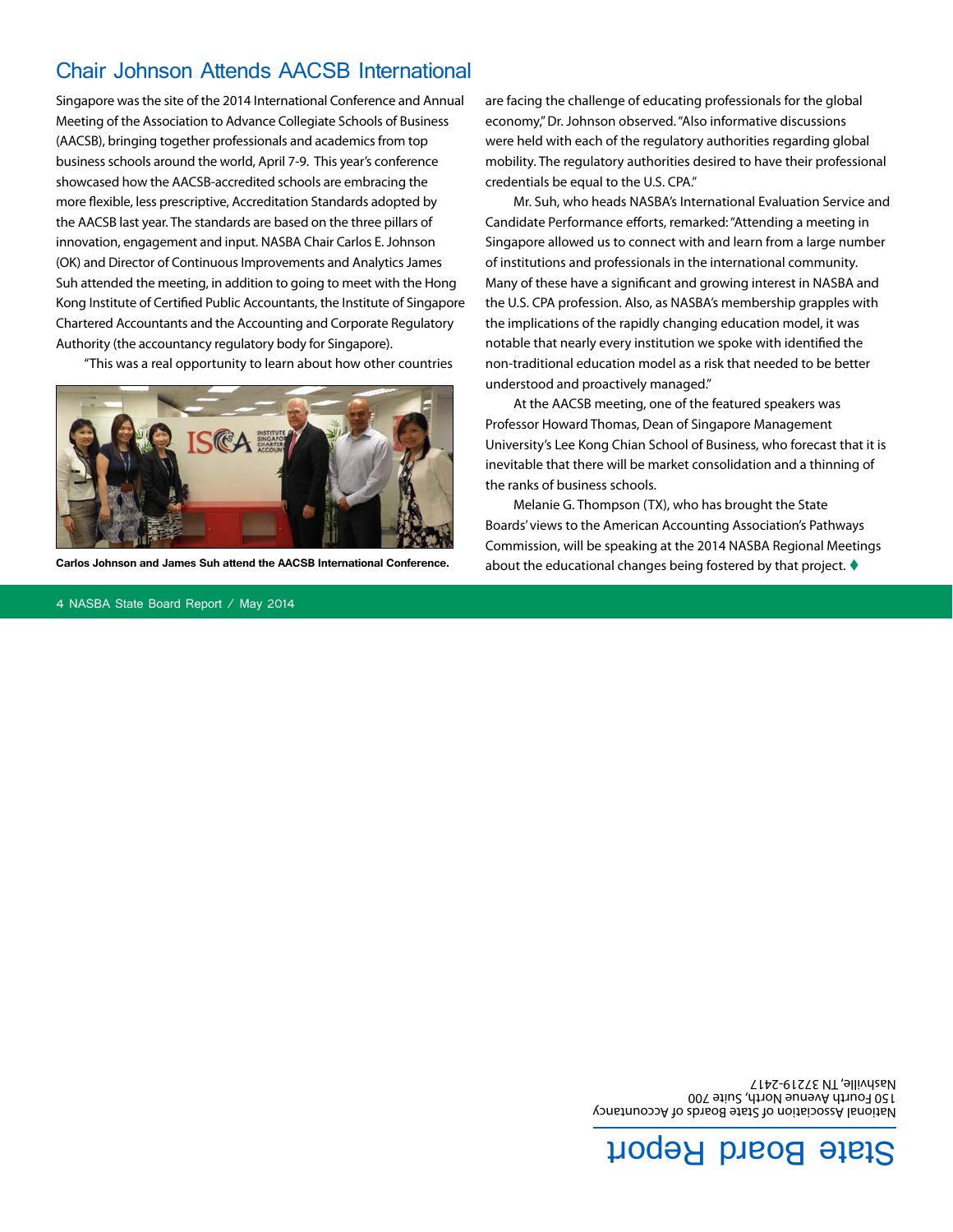## Chair Johnson Attends AACSB International

Singapore was the site of the 2014 International Conference and Annual Meeting of the Association to Advance Collegiate Schools of Business (AACSB), bringing together professionals and academics from top business schools around the world, April 7-9. This year's conference showcased how the AACSB-accredited schools are embracing the more flexible, less prescriptive, Accreditation Standards adopted by the AACSB last year. The standards are based on the three pillars of innovation, engagement and input. NASBA Chair Carlos E. Johnson (OK) and Director of Continuous Improvements and Analytics James Suh attended the meeting, in addition to going to meet with the Hong Kong Institute of Certified Public Accountants, the Institute of Singapore Chartered Accountants and the Accounting and Corporate Regulatory Authority (the accountancy regulatory body for Singapore).

"This was a real opportunity to learn about how other countries are facing the challenge of educating professionals for the global economy," Dr. Johnson observed. "Also informative discussions were held with each of the regulatory authorities regarding global mobility. The regulatory authorities desired to have their professional credentials be equal to the U.S. CPA."

**Carlos Johnson and James Suh attend the AACSB International Conference.**

Mr. Suh, who heads NASBA's International Evaluation Service and Candidate Performance efforts, remarked: "Attending a meeting in Singapore allowed us to connect with and learn from a large number of institutions and professionals in the international community. Many of these have a significant and growing interest in NASBA and the U.S. CPA profession. Also, as NASBA's membership grapples with the implications of the rapidly changing education model, it was notable that nearly every institution we spoke with identified the non-traditional education model as a risk that needed to be better understood and proactively managed."

At the AACSB meeting, one of the featured speakers was Professor Howard Thomas, Dean of Singapore Management University's Lee Kong Chian School of Business, who forecast that it is inevitable that there will be market consolidation and a thinning of the ranks of business schools.

Melanie G. Thompson (TX), who has brought the State Boards' views to the American Accounting Association's Pathways Commission, will be speaking at the 2014 NASBA Regional Meetings about the educational changes being fostered by that project. ♦

State Board Report

National Association of State Boards of Accountancy
150 Fourth Avenue North, Suite 700
Nashville, TN 37219-2417